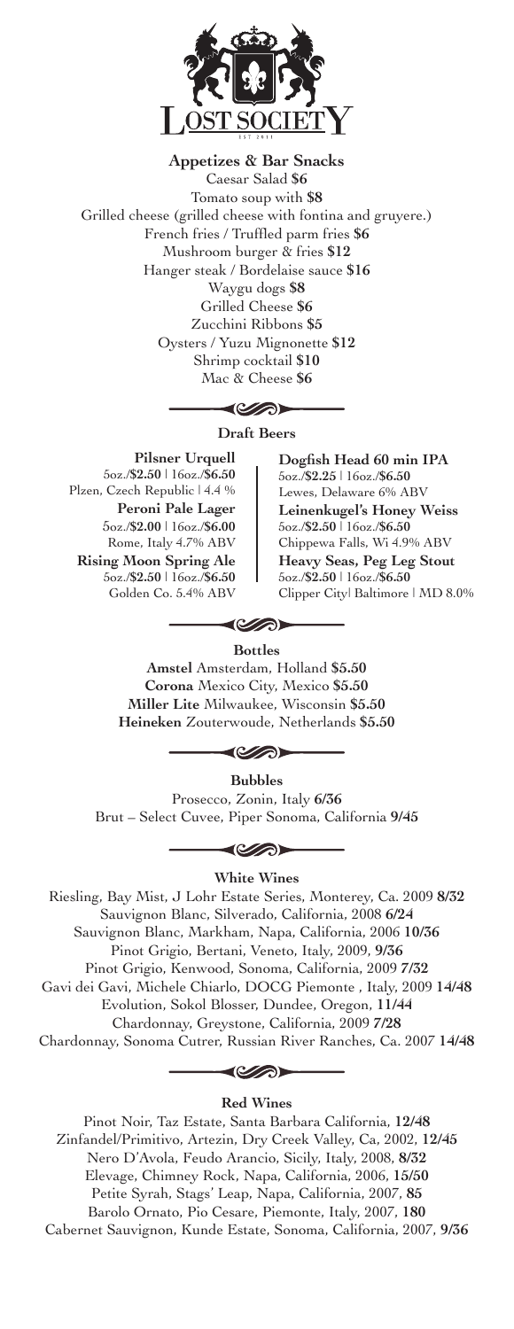# LOST SOCIETY

EST 2011

## Appetizes & Bar Snacks

Caesar Salad **$6**
Tomato soup with **$8**
Grilled cheese (grilled cheese with fontina and gruyere.)
French fries / Truffled parm fries **$6**
Mushroom burger & fries **$12**
Hanger steak / Bordelaise sauce **$16**
Waygu dogs **$8**
Grilled Cheese **$6**
Zucchini Ribbons **$5**
Oysters / Yuzu Mignonette **$12**
Shrimp cocktail **$10**
Mac & Cheese **$6**

## Draft Beers

**Pilsner Urquell**
5oz./**$2.50** | 16oz./**$6.50**
Plzen, Czech Republic | 4.4 %

**Peroni Pale Lager**
5oz./**$2.00** | 16oz./**$6.00**
Rome, Italy 4.7% ABV

**Rising Moon Spring Ale**
5oz./**$2.50** | 16oz./**$6.50**
Golden Co. 5.4% ABV

**Dogfish Head 60 min IPA**
5oz./**$2.25** | 16oz./**$6.50**
Lewes, Delaware 6% ABV

**Leinenkugel's Honey Weiss**
5oz./**$2.50** | 16oz./**$6.50**
Chippewa Falls, Wi 4.9% ABV

**Heavy Seas, Peg Leg Stout**
5oz./**$2.50** | 16oz./**$6.50**
Clipper City| Baltimore | MD 8.0%

## Bottles

**Amstel** Amsterdam, Holland **$5.50**
**Corona** Mexico City, Mexico **$5.50**
**Miller Lite** Milwaukee, Wisconsin **$5.50**
**Heineken** Zouterwoude, Netherlands **$5.50**

## Bubbles

Prosecco, Zonin, Italy **6/36**
Brut – Select Cuvee, Piper Sonoma, California **9/45**

## White Wines

Riesling, Bay Mist, J Lohr Estate Series, Monterey, Ca. 2009 **8/32**
Sauvignon Blanc, Silverado, California, 2008 **6/24**
Sauvignon Blanc, Markham, Napa, California, 2006 **10/36**
Pinot Grigio, Bertani, Veneto, Italy, 2009, **9/36**
Pinot Grigio, Kenwood, Sonoma, California, 2009 **7/32**
Gavi dei Gavi, Michele Chiarlo, DOCG Piemonte , Italy, 2009 **14/48**
Evolution, Sokol Blosser, Dundee, Oregon, **11/44**
Chardonnay, Greystone, California, 2009 **7/28**
Chardonnay, Sonoma Cutrer, Russian River Ranches, Ca. 2007 **14/48**

## Red Wines

Pinot Noir, Taz Estate, Santa Barbara California, **12/48**
Zinfandel/Primitivo, Artezin, Dry Creek Valley, Ca, 2002, **12/45**
Nero D'Avola, Feudo Arancio, Sicily, Italy, 2008, **8/32**
Elevage, Chimney Rock, Napa, California, 2006, **15/50**
Petite Syrah, Stags' Leap, Napa, California, 2007, **85**
Barolo Ornato, Pio Cesare, Piemonte, Italy, 2007, **180**
Cabernet Sauvignon, Kunde Estate, Sonoma, California, 2007, **9/36**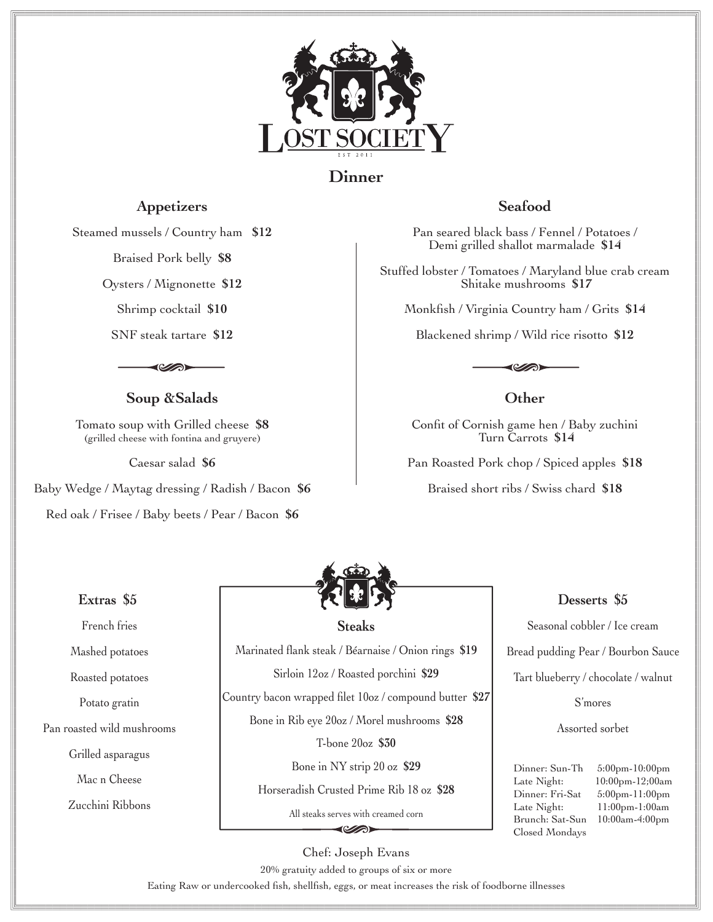# LOST SOCIETY

EST 2011

## Dinner

### Appetizers

Steamed mussels / Country ham **$12**

Braised Pork belly **$8**

Oysters / Mignonette **$12**

Shrimp cocktail **$10**

SNF steak tartare **$12**

### Soup &Salads

Tomato soup with Grilled cheese **$8**
(grilled cheese with fontina and gruyere)

Caesar salad **$6**

Baby Wedge / Maytag dressing / Radish / Bacon **$6**

Red oak / Frisee / Baby beets / Pear / Bacon **$6**

### Seafood

Pan seared black bass / Fennel / Potatoes / Demi grilled shallot marmalade **$14**

Stuffed lobster / Tomatoes / Maryland blue crab cream Shitake mushrooms **$17**

Monkfish / Virginia Country ham / Grits **$14**

Blackened shrimp / Wild rice risotto **$12**

### Other

Confit of Cornish game hen / Baby zuchini Turn Carrots **$14**

Pan Roasted Pork chop / Spiced apples **$18**

Braised short ribs / Swiss chard **$18**

### Extras $5

French fries

Mashed potatoes

Roasted potatoes

Potato gratin

Pan roasted wild mushrooms

Grilled asparagus

Mac n Cheese

Zucchini Ribbons

### Steaks

Marinated flank steak / Béarnaise / Onion rings **$19**

Sirloin 12oz / Roasted porchini **$29**

Country bacon wrapped filet 10oz / compound butter **$27**

Bone in Rib eye 20oz / Morel mushrooms **$28**

T-bone 20oz **$30**

Bone in NY strip 20 oz **$29**

Horseradish Crusted Prime Rib 18 oz **$28**

All steaks serves with creamed corn

### Desserts $5

Seasonal cobbler / Ice cream

Bread pudding Pear / Bourbon Sauce

Tart blueberry / chocolate / walnut

S'mores

Assorted sorbet

| | |
|---|---|
| Dinner: Sun-Th | 5:00pm-10:00pm |
| Late Night: | 10:00pm-12;00am |
| Dinner: Fri-Sat | 5:00pm-11:00pm |
| Late Night: | 11:00pm-1:00am |
| Brunch: Sat-Sun | 10:00am-4:00pm |
| Closed Mondays | |

Chef: Joseph Evans

20% gratuity added to groups of six or more

Eating Raw or undercooked fish, shellfish, eggs, or meat increases the risk of foodborne illnesses